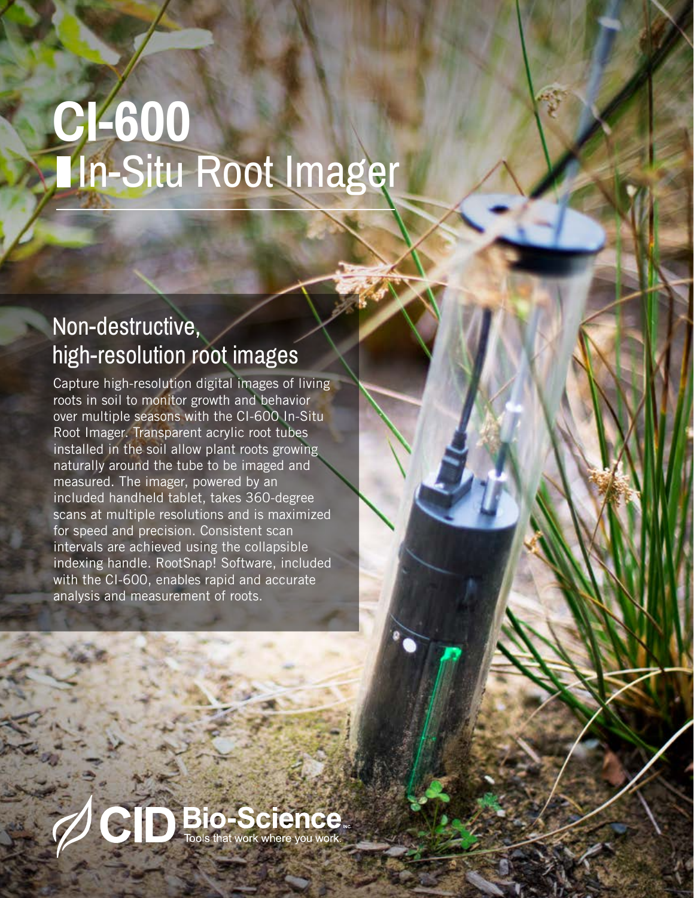# CI-600

## In-Situ Root Imager

### Non-destructive, high-resolution root images

Capture high-resolution digital images of living roots in soil to monitor growth and behavior over multiple seasons with the CI-600 In-Situ Root Imager. Transparent acrylic root tubes installed in the soil allow plant roots growing naturally around the tube to be imaged and measured. The imager, powered by an included handheld tablet, takes 360-degree scans at multiple resolutions and is maximized for speed and precision. Consistent scan intervals are achieved using the collapsible indexing handle. RootSnap! Software, included with the CI-600, enables rapid and accurate analysis and measurement of roots.

CID Bio-Science INC.

Tools that work where you work.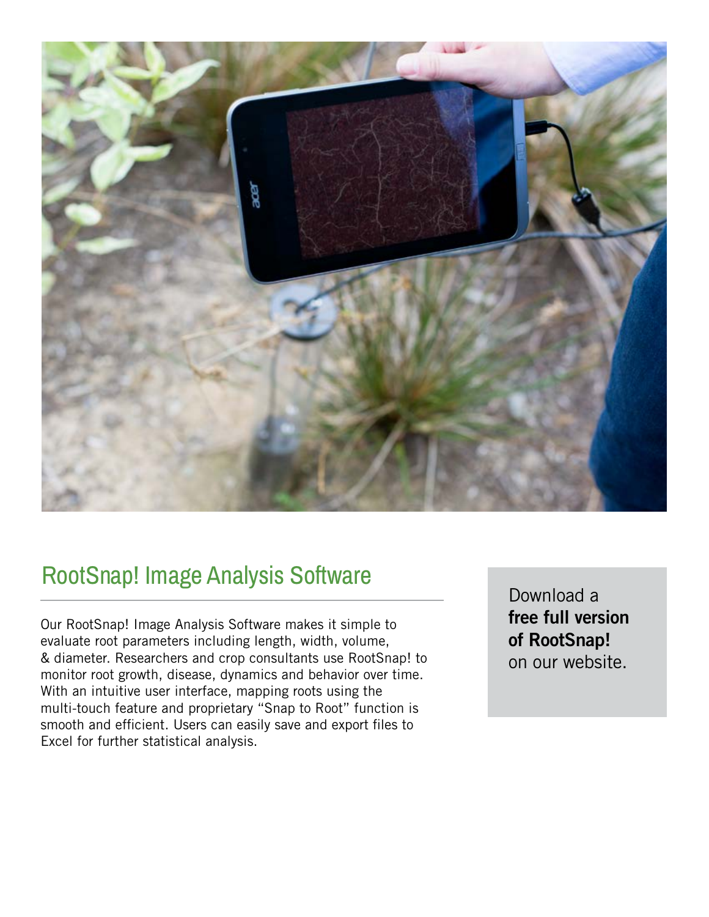## RootSnap! Image Analysis Software

Our RootSnap! Image Analysis Software makes it simple to evaluate root parameters including length, width, volume, & diameter. Researchers and crop consultants use RootSnap! to monitor root growth, disease, dynamics and behavior over time. With an intuitive user interface, mapping roots using the multi-touch feature and proprietary "Snap to Root" function is smooth and efficient. Users can easily save and export files to Excel for further statistical analysis.

Download a **free full version of RootSnap!** on our website.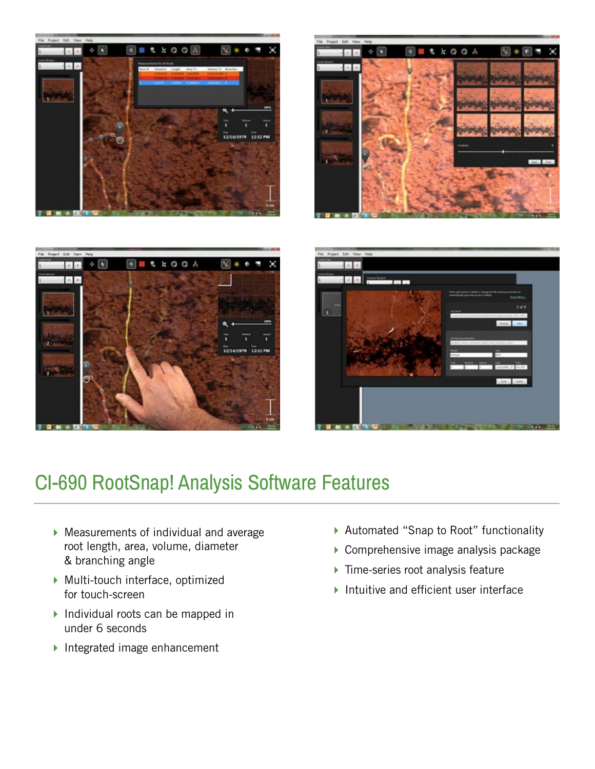## CI-690 RootSnap! Analysis Software Features

- Measurements of individual and average root length, area, volume, diameter & branching angle
- Multi-touch interface, optimized for touch-screen
- Individual roots can be mapped in under 6 seconds
- Integrated image enhancement
- Automated "Snap to Root" functionality
- Comprehensive image analysis package
- Time-series root analysis feature
- Intuitive and efficient user interface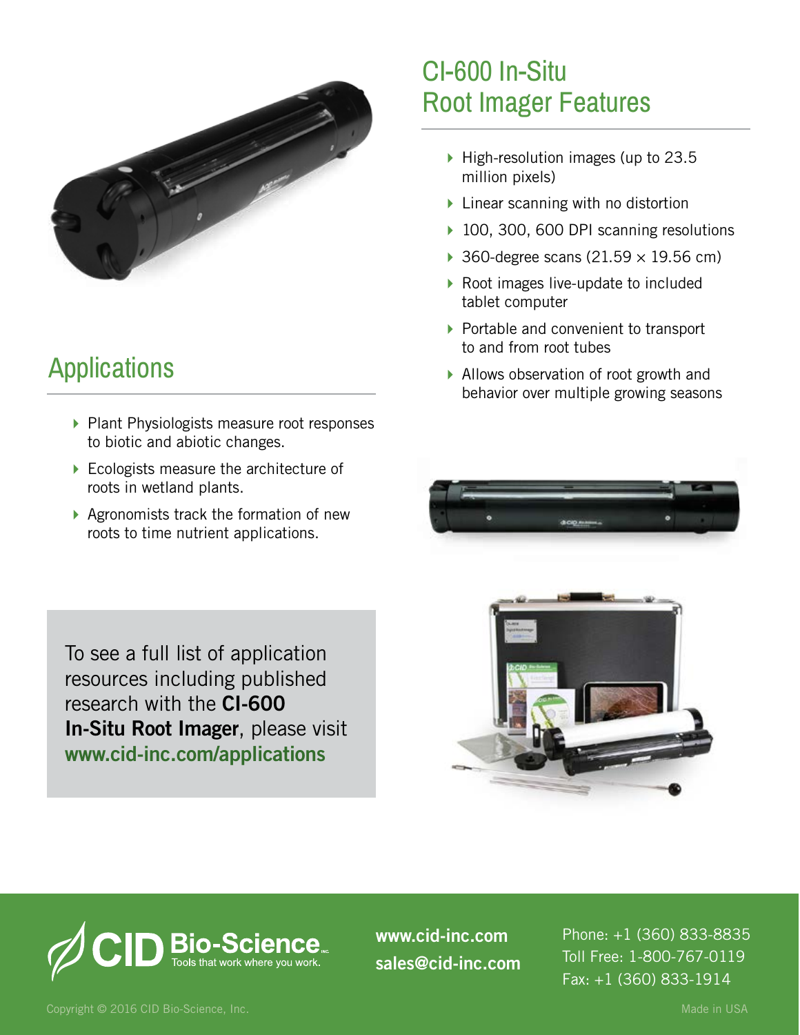## CI-600 In-Situ Root Imager Features

- High-resolution images (up to 23.5 million pixels)
- Linear scanning with no distortion
- 100, 300, 600 DPI scanning resolutions
- 360-degree scans (21.59 × 19.56 cm)
- Root images live-update to included tablet computer
- Portable and convenient to transport to and from root tubes
- Allows observation of root growth and behavior over multiple growing seasons

## Applications

- Plant Physiologists measure root responses to biotic and abiotic changes.
- Ecologists measure the architecture of roots in wetland plants.
- Agronomists track the formation of new roots to time nutrient applications.

To see a full list of application resources including published research with the **CI-600 In-Situ Root Imager**, please visit **www.cid-inc.com/applications**

**CID Bio-Science** Tools that work where you work.

**www.cid-inc.com**
**sales@cid-inc.com**

Phone: +1 (360) 833-8835
Toll Free: 1-800-767-0119
Fax: +1 (360) 833-1914

Copyright © 2016 CID Bio-Science, Inc.

Made in USA